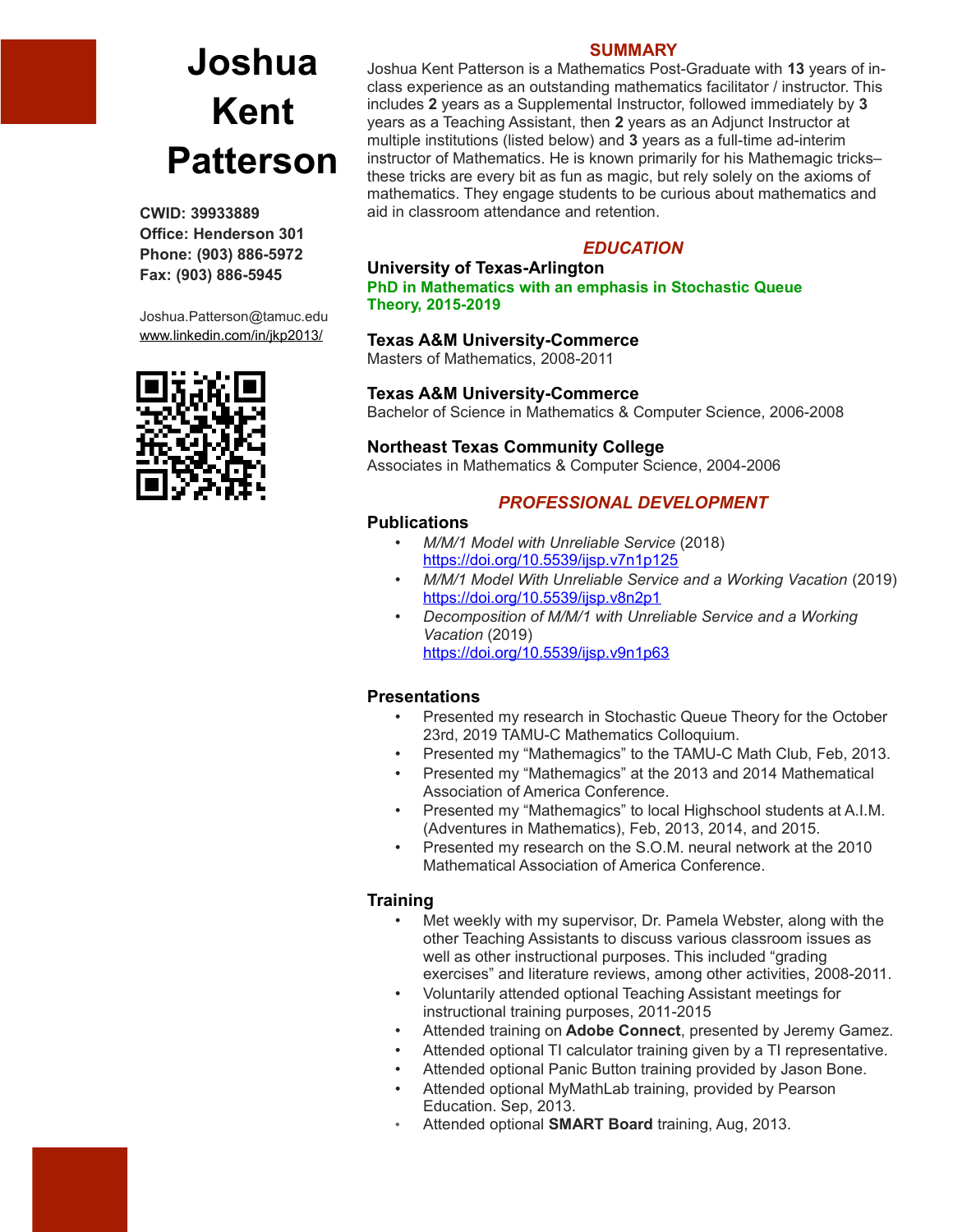# Joshua Kent Patterson

**CWID: 39933889**
**Office: Henderson 301**
**Phone: (903) 886-5972**
**Fax: (903) 886-5945**

Joshua.Patterson@tamuc.edu
www.linkedin.com/in/jkp2013/

## SUMMARY

Joshua Kent Patterson is a Mathematics Post-Graduate with **13** years of in-class experience as an outstanding mathematics facilitator / instructor. This includes **2** years as a Supplemental Instructor, followed immediately by **3** years as a Teaching Assistant, then **2** years as an Adjunct Instructor at multiple institutions (listed below) and **3** years as a full-time ad-interim instructor of Mathematics. He is known primarily for his Mathemagic tricks– these tricks are every bit as fun as magic, but rely solely on the axioms of mathematics. They engage students to be curious about mathematics and aid in classroom attendance and retention.

## *EDUCATION*

**University of Texas-Arlington**
**PhD in Mathematics with an emphasis in Stochastic Queue Theory, 2015-2019**

**Texas A&M University-Commerce**
Masters of Mathematics, 2008-2011

**Texas A&M University-Commerce**
Bachelor of Science in Mathematics & Computer Science, 2006-2008

**Northeast Texas Community College**
Associates in Mathematics & Computer Science, 2004-2006

## *PROFESSIONAL DEVELOPMENT*

### Publications

- *M/M/1 Model with Unreliable Service* (2018)
  https://doi.org/10.5539/ijsp.v7n1p125
- *M/M/1 Model With Unreliable Service and a Working Vacation* (2019)
  https://doi.org/10.5539/ijsp.v8n2p1
- *Decomposition of M/M/1 with Unreliable Service and a Working Vacation* (2019)
  https://doi.org/10.5539/ijsp.v9n1p63

### Presentations

- Presented my research in Stochastic Queue Theory for the October 23rd, 2019 TAMU-C Mathematics Colloquium.
- Presented my “Mathemagics” to the TAMU-C Math Club, Feb, 2013.
- Presented my “Mathemagics” at the 2013 and 2014 Mathematical Association of America Conference.
- Presented my “Mathemagics” to local Highschool students at A.I.M. (Adventures in Mathematics), Feb, 2013, 2014, and 2015.
- Presented my research on the S.O.M. neural network at the 2010 Mathematical Association of America Conference.

### Training

- Met weekly with my supervisor, Dr. Pamela Webster, along with the other Teaching Assistants to discuss various classroom issues as well as other instructional purposes. This included “grading exercises” and literature reviews, among other activities, 2008-2011.
- Voluntarily attended optional Teaching Assistant meetings for instructional training purposes, 2011-2015
- Attended training on **Adobe Connect**, presented by Jeremy Gamez.
- Attended optional TI calculator training given by a TI representative.
- Attended optional Panic Button training provided by Jason Bone.
- Attended optional MyMathLab training, provided by Pearson Education. Sep, 2013.
- Attended optional **SMART Board** training, Aug, 2013.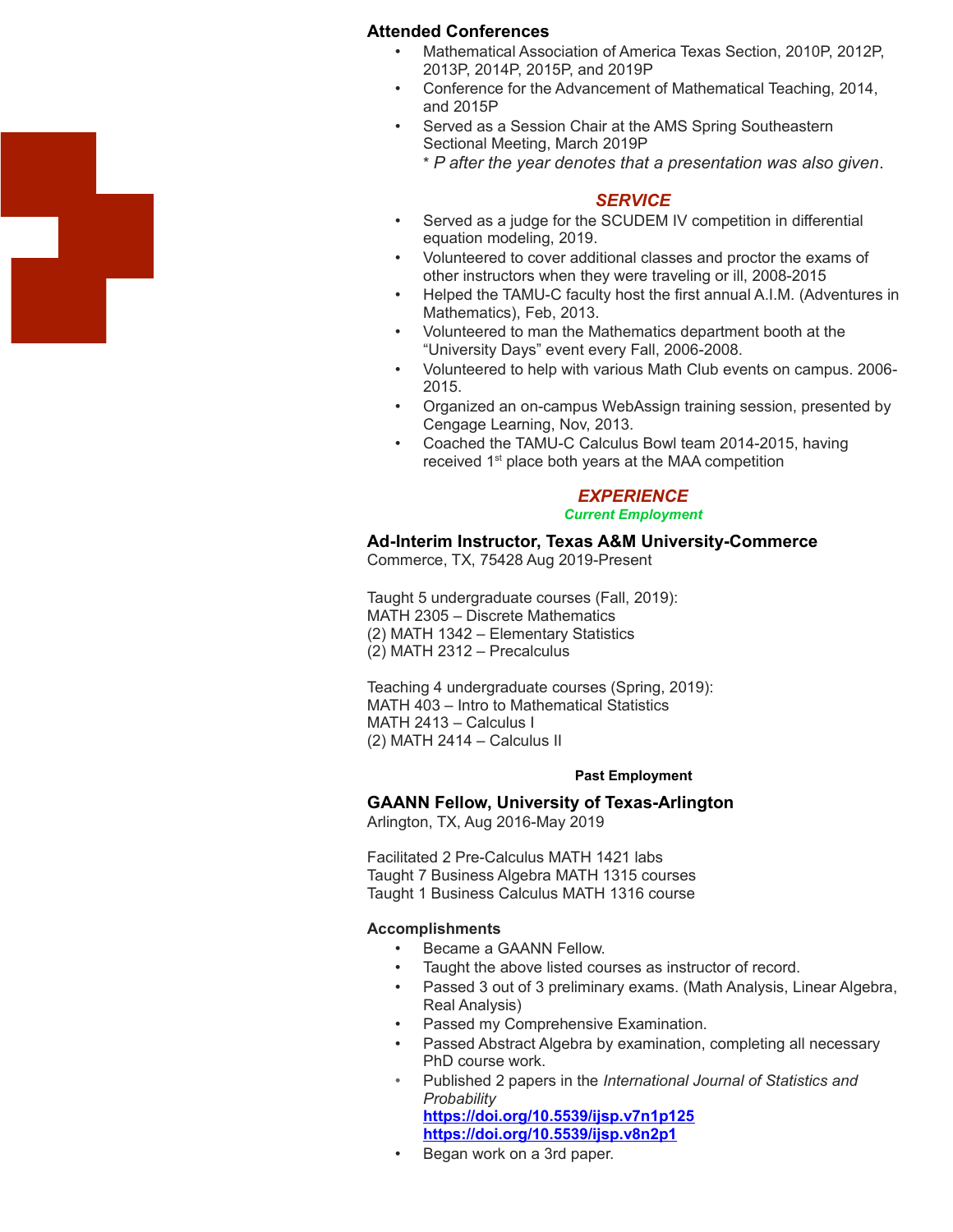### Attended Conferences

- Mathematical Association of America Texas Section, 2010P, 2012P, 2013P, 2014P, 2015P, and 2019P
- Conference for the Advancement of Mathematical Teaching, 2014, and 2015P
- Served as a Session Chair at the AMS Spring Southeastern Sectional Meeting, March 2019P

  * *P after the year denotes that a presentation was also given*.

## *SERVICE*

- Served as a judge for the SCUDEM IV competition in differential equation modeling, 2019.
- Volunteered to cover additional classes and proctor the exams of other instructors when they were traveling or ill, 2008-2015
- Helped the TAMU-C faculty host the first annual A.I.M. (Adventures in Mathematics), Feb, 2013.
- Volunteered to man the Mathematics department booth at the “University Days” event every Fall, 2006-2008.
- Volunteered to help with various Math Club events on campus. 2006-2015.
- Organized an on-campus WebAssign training session, presented by Cengage Learning, Nov, 2013.
- Coached the TAMU-C Calculus Bowl team 2014-2015, having received 1st place both years at the MAA competition

## *EXPERIENCE*

***Current Employment***

### Ad-Interim Instructor, Texas A&M University-Commerce

Commerce, TX, 75428 Aug 2019-Present

Taught 5 undergraduate courses (Fall, 2019):
MATH 2305 – Discrete Mathematics
(2) MATH 1342 – Elementary Statistics
(2) MATH 2312 – Precalculus

Teaching 4 undergraduate courses (Spring, 2019):
MATH 403 – Intro to Mathematical Statistics
MATH 2413 – Calculus I
(2) MATH 2414 – Calculus II

**Past Employment**

### GAANN Fellow, University of Texas-Arlington

Arlington, TX, Aug 2016-May 2019

Facilitated 2 Pre-Calculus MATH 1421 labs
Taught 7 Business Algebra MATH 1315 courses
Taught 1 Business Calculus MATH 1316 course

**Accomplishments**

- Became a GAANN Fellow.
- Taught the above listed courses as instructor of record.
- Passed 3 out of 3 preliminary exams. (Math Analysis, Linear Algebra, Real Analysis)
- Passed my Comprehensive Examination.
- Passed Abstract Algebra by examination, completing all necessary PhD course work.
- Published 2 papers in the *International Journal of Statistics and Probability*
  **https://doi.org/10.5539/ijsp.v7n1p125**
  **https://doi.org/10.5539/ijsp.v8n2p1**
- Began work on a 3rd paper.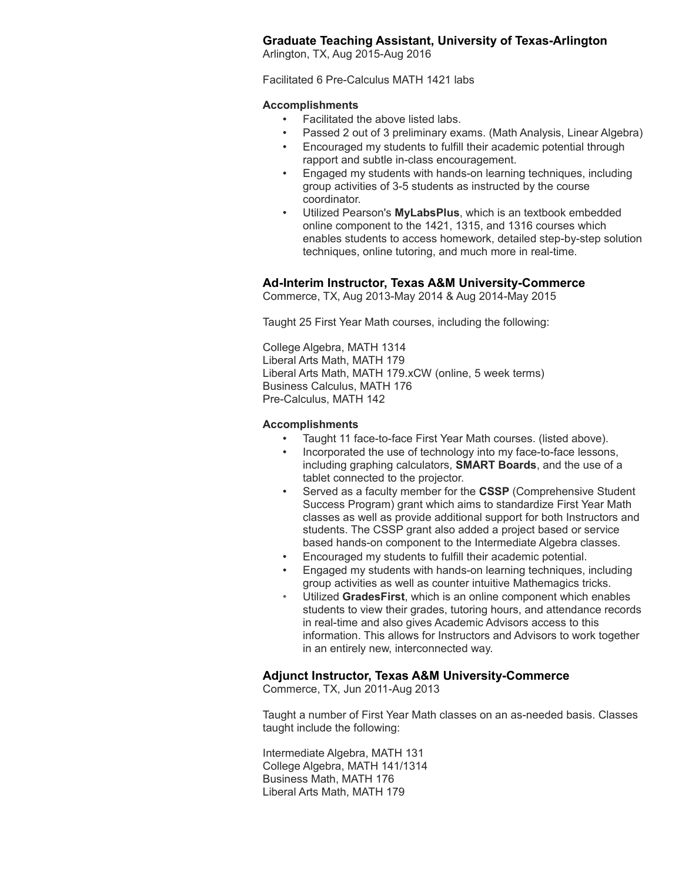### Graduate Teaching Assistant, University of Texas-Arlington

Arlington, TX, Aug 2015-Aug 2016

Facilitated 6 Pre-Calculus MATH 1421 labs

**Accomplishments**

- Facilitated the above listed labs.
- Passed 2 out of 3 preliminary exams. (Math Analysis, Linear Algebra)
- Encouraged my students to fulfill their academic potential through rapport and subtle in-class encouragement.
- Engaged my students with hands-on learning techniques, including group activities of 3-5 students as instructed by the course coordinator.
- Utilized Pearson's **MyLabsPlus**, which is an textbook embedded online component to the 1421, 1315, and 1316 courses which enables students to access homework, detailed step-by-step solution techniques, online tutoring, and much more in real-time.

### Ad-Interim Instructor, Texas A&M University-Commerce

Commerce, TX, Aug 2013-May 2014 & Aug 2014-May 2015

Taught 25 First Year Math courses, including the following:

College Algebra, MATH 1314
Liberal Arts Math, MATH 179
Liberal Arts Math, MATH 179.xCW (online, 5 week terms)
Business Calculus, MATH 176
Pre-Calculus, MATH 142

**Accomplishments**

- Taught 11 face-to-face First Year Math courses. (listed above).
- Incorporated the use of technology into my face-to-face lessons, including graphing calculators, **SMART Boards**, and the use of a tablet connected to the projector.
- Served as a faculty member for the **CSSP** (Comprehensive Student Success Program) grant which aims to standardize First Year Math classes as well as provide additional support for both Instructors and students. The CSSP grant also added a project based or service based hands-on component to the Intermediate Algebra classes.
- Encouraged my students to fulfill their academic potential.
- Engaged my students with hands-on learning techniques, including group activities as well as counter intuitive Mathemagics tricks.
- Utilized **GradesFirst**, which is an online component which enables students to view their grades, tutoring hours, and attendance records in real-time and also gives Academic Advisors access to this information. This allows for Instructors and Advisors to work together in an entirely new, interconnected way.

### Adjunct Instructor, Texas A&M University-Commerce

Commerce, TX, Jun 2011-Aug 2013

Taught a number of First Year Math classes on an as-needed basis. Classes taught include the following:

Intermediate Algebra, MATH 131
College Algebra, MATH 141/1314
Business Math, MATH 176
Liberal Arts Math, MATH 179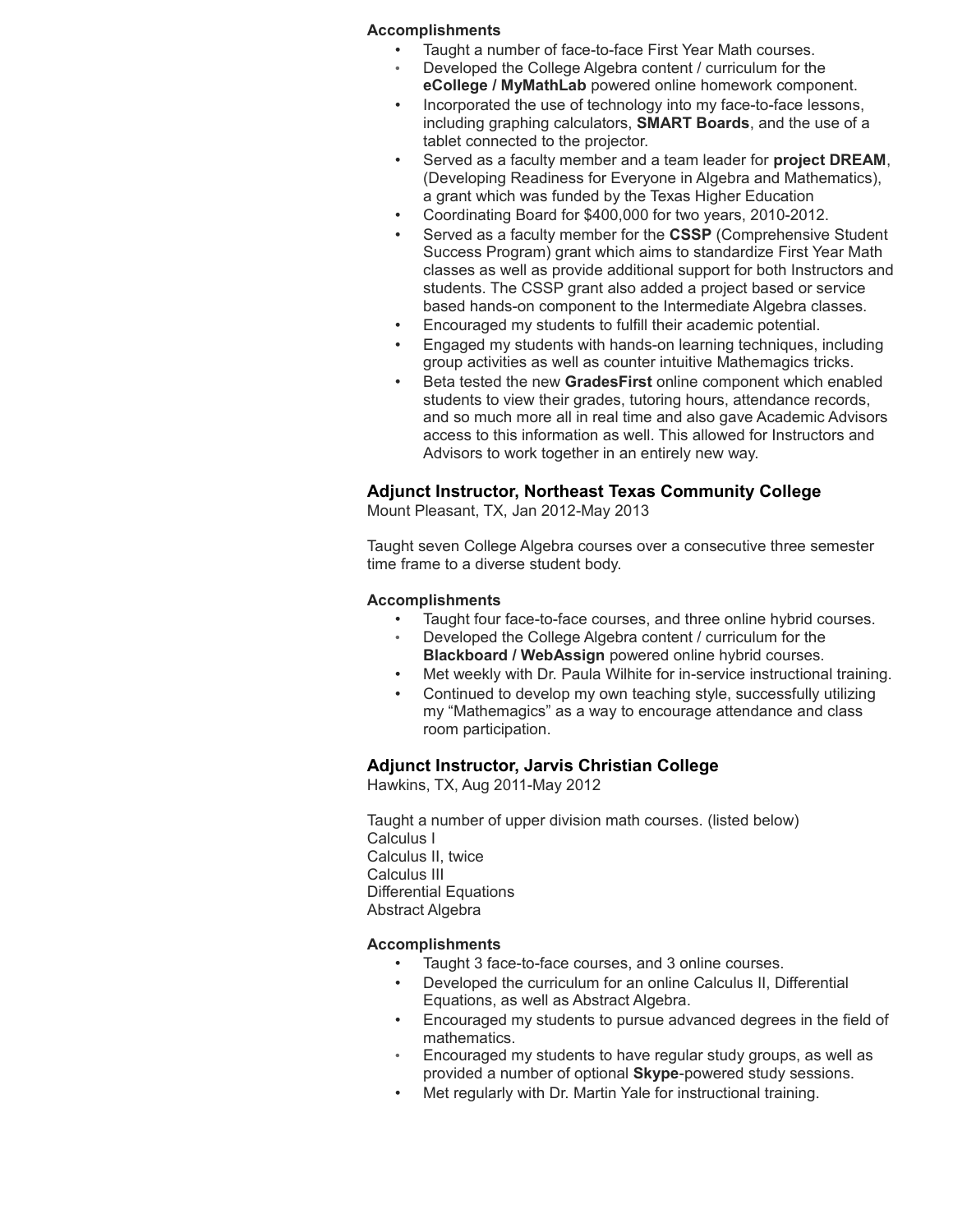**Accomplishments**

- Taught a number of face-to-face First Year Math courses.
- Developed the College Algebra content / curriculum for the **eCollege / MyMathLab** powered online homework component.
- Incorporated the use of technology into my face-to-face lessons, including graphing calculators, **SMART Boards**, and the use of a tablet connected to the projector.
- Served as a faculty member and a team leader for **project DREAM**, (Developing Readiness for Everyone in Algebra and Mathematics), a grant which was funded by the Texas Higher Education
- Coordinating Board for $400,000 for two years, 2010-2012.
- Served as a faculty member for the **CSSP** (Comprehensive Student Success Program) grant which aims to standardize First Year Math classes as well as provide additional support for both Instructors and students. The CSSP grant also added a project based or service based hands-on component to the Intermediate Algebra classes.
- Encouraged my students to fulfill their academic potential.
- Engaged my students with hands-on learning techniques, including group activities as well as counter intuitive Mathemagics tricks.
- Beta tested the new **GradesFirst** online component which enabled students to view their grades, tutoring hours, attendance records, and so much more all in real time and also gave Academic Advisors access to this information as well. This allowed for Instructors and Advisors to work together in an entirely new way.

### Adjunct Instructor, Northeast Texas Community College

Mount Pleasant, TX, Jan 2012-May 2013

Taught seven College Algebra courses over a consecutive three semester time frame to a diverse student body.

**Accomplishments**

- Taught four face-to-face courses, and three online hybrid courses.
- Developed the College Algebra content / curriculum for the **Blackboard / WebAssign** powered online hybrid courses.
- Met weekly with Dr. Paula Wilhite for in-service instructional training.
- Continued to develop my own teaching style, successfully utilizing my "Mathemagics" as a way to encourage attendance and class room participation.

### Adjunct Instructor, Jarvis Christian College

Hawkins, TX, Aug 2011-May 2012

Taught a number of upper division math courses. (listed below)
Calculus I
Calculus II, twice
Calculus III
Differential Equations
Abstract Algebra

**Accomplishments**

- Taught 3 face-to-face courses, and 3 online courses.
- Developed the curriculum for an online Calculus II, Differential Equations, as well as Abstract Algebra.
- Encouraged my students to pursue advanced degrees in the field of mathematics.
- Encouraged my students to have regular study groups, as well as provided a number of optional **Skype**-powered study sessions.
- Met regularly with Dr. Martin Yale for instructional training.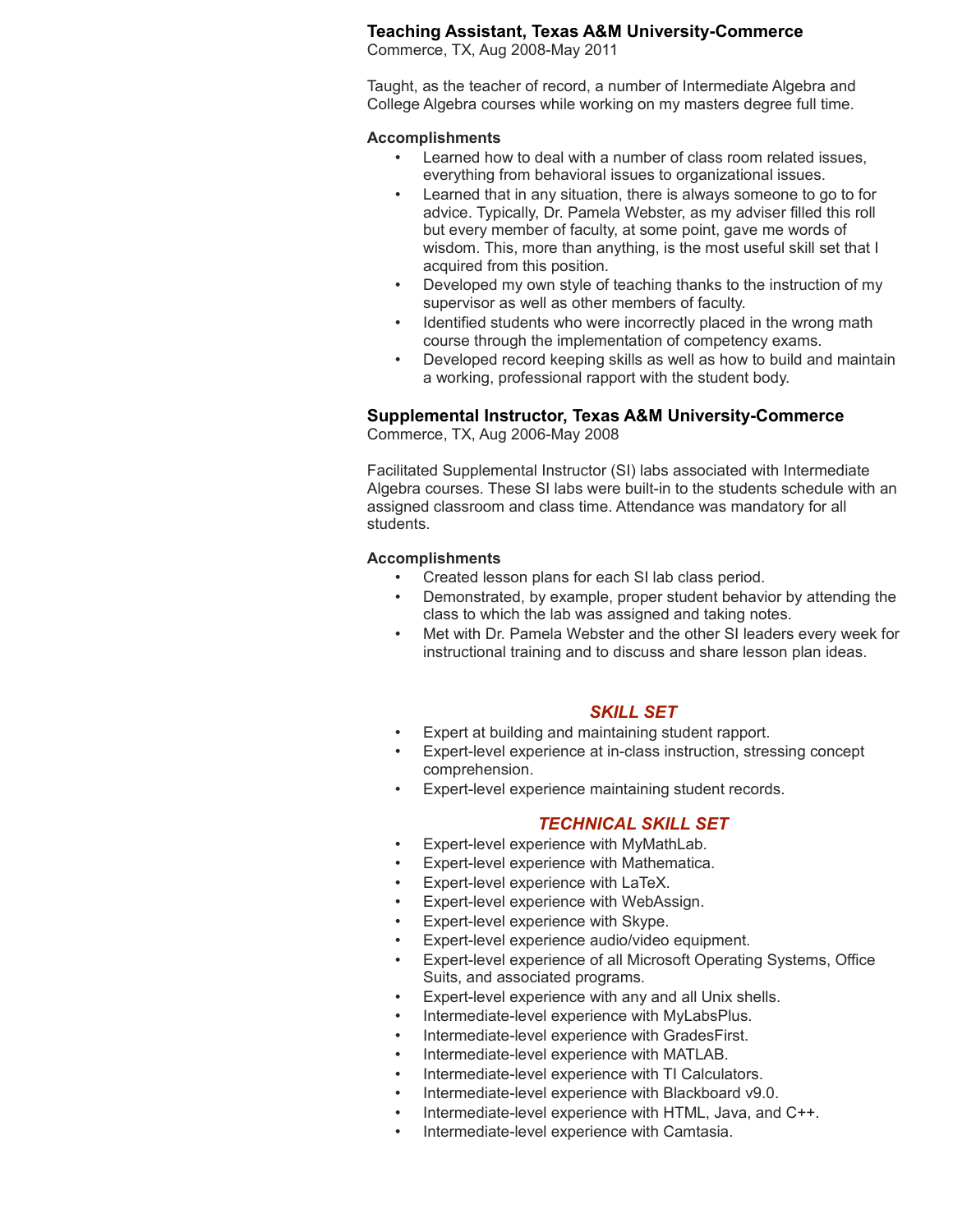### Teaching Assistant, Texas A&M University-Commerce

Commerce, TX, Aug 2008-May 2011

Taught, as the teacher of record, a number of Intermediate Algebra and College Algebra courses while working on my masters degree full time.

**Accomplishments**

- Learned how to deal with a number of class room related issues, everything from behavioral issues to organizational issues.
- Learned that in any situation, there is always someone to go to for advice. Typically, Dr. Pamela Webster, as my adviser filled this roll but every member of faculty, at some point, gave me words of wisdom. This, more than anything, is the most useful skill set that I acquired from this position.
- Developed my own style of teaching thanks to the instruction of my supervisor as well as other members of faculty.
- Identified students who were incorrectly placed in the wrong math course through the implementation of competency exams.
- Developed record keeping skills as well as how to build and maintain a working, professional rapport with the student body.

### Supplemental Instructor, Texas A&M University-Commerce

Commerce, TX, Aug 2006-May 2008

Facilitated Supplemental Instructor (SI) labs associated with Intermediate Algebra courses. These SI labs were built-in to the students schedule with an assigned classroom and class time. Attendance was mandatory for all students.

**Accomplishments**

- Created lesson plans for each SI lab class period.
- Demonstrated, by example, proper student behavior by attending the class to which the lab was assigned and taking notes.
- Met with Dr. Pamela Webster and the other SI leaders every week for instructional training and to discuss and share lesson plan ideas.

## *SKILL SET*

- Expert at building and maintaining student rapport.
- Expert-level experience at in-class instruction, stressing concept comprehension.
- Expert-level experience maintaining student records.

## *TECHNICAL SKILL SET*

- Expert-level experience with MyMathLab.
- Expert-level experience with Mathematica.
- Expert-level experience with LaTeX.
- Expert-level experience with WebAssign.
- Expert-level experience with Skype.
- Expert-level experience audio/video equipment.
- Expert-level experience of all Microsoft Operating Systems, Office Suits, and associated programs.
- Expert-level experience with any and all Unix shells.
- Intermediate-level experience with MyLabsPlus.
- Intermediate-level experience with GradesFirst.
- Intermediate-level experience with MATLAB.
- Intermediate-level experience with TI Calculators.
- Intermediate-level experience with Blackboard v9.0.
- Intermediate-level experience with HTML, Java, and C++.
- Intermediate-level experience with Camtasia.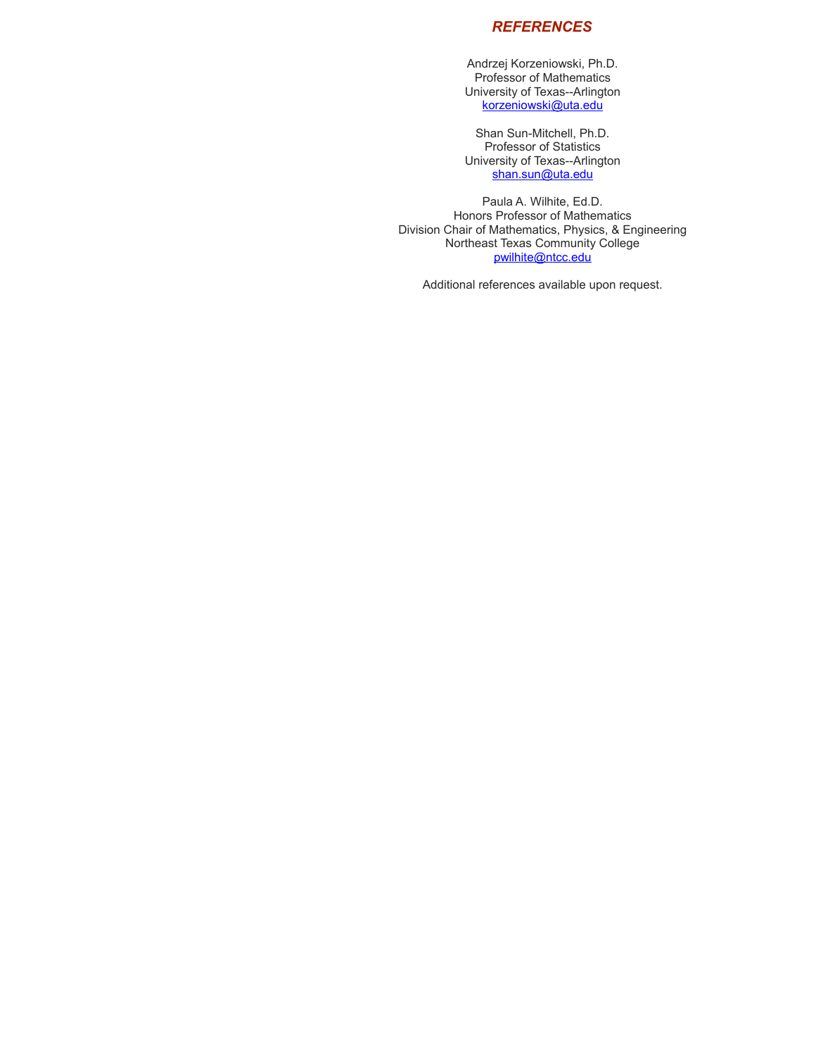## *REFERENCES*

Andrzej Korzeniowski, Ph.D.
Professor of Mathematics
University of Texas--Arlington
korzeniowski@uta.edu

Shan Sun-Mitchell, Ph.D.
Professor of Statistics
University of Texas--Arlington
shan.sun@uta.edu

Paula A. Wilhite, Ed.D.
Honors Professor of Mathematics
Division Chair of Mathematics, Physics, & Engineering
Northeast Texas Community College
pwilhite@ntcc.edu

Additional references available upon request.